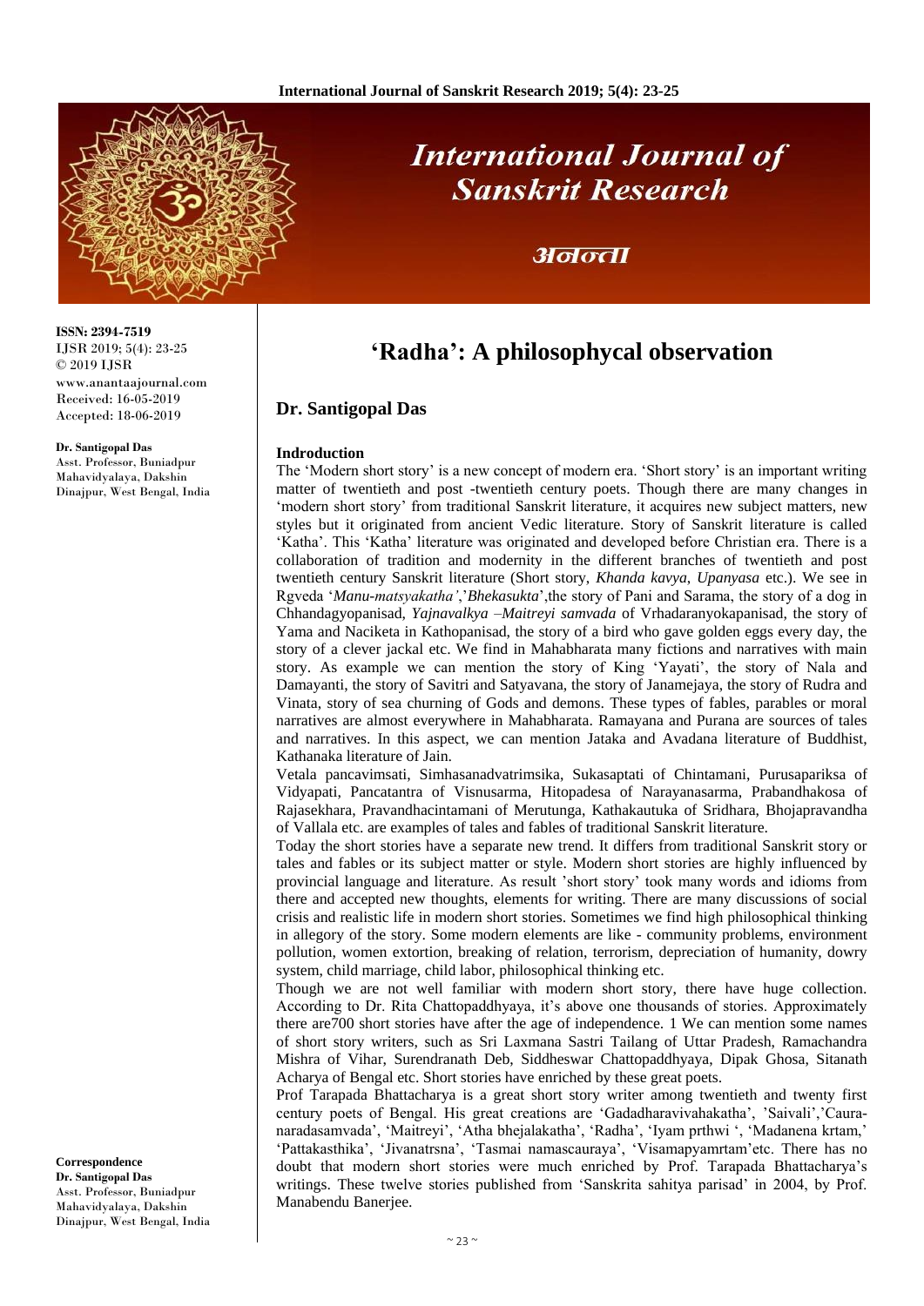ISSN: 2394-7519
IJSR 2019; 5(4): 23-25
© 2019 IJSR
www.anantaajournal.com
Received: 16-05-2019
Accepted: 18-06-2019

**Dr. Santigopal Das**
Asst. Professor, Buniadpur Mahavidyalaya, Dakshin Dinajpur, West Bengal, India

**Correspondence**
**Dr. Santigopal Das**
Asst. Professor, Buniadpur Mahavidyalaya, Dakshin Dinajpur, West Bengal, India

# 'Radha': A philosophycal observation

## Dr. Santigopal Das

### Indroduction

The 'Modern short story' is a new concept of modern era. 'Short story' is an important writing matter of twentieth and post -twentieth century poets. Though there are many changes in 'modern short story' from traditional Sanskrit literature, it acquires new subject matters, new styles but it originated from ancient Vedic literature. Story of Sanskrit literature is called 'Katha'. This 'Katha' literature was originated and developed before Christian era. There is a collaboration of tradition and modernity in the different branches of twentieth and post twentieth century Sanskrit literature (Short story, *Khanda kavya*, *Upanyasa* etc.). We see in Rgveda '*Manu-matsyakatha*','*Bhekasukta*',the story of Pani and Sarama, the story of a dog in Chhandagyopanisad, *Yajnavalkya –Maitreyi samvada* of Vrhadaranyokapanisad, the story of Yama and Naciketa in Kathopanisad, the story of a bird who gave golden eggs every day, the story of a clever jackal etc. We find in Mahabharata many fictions and narratives with main story. As example we can mention the story of King 'Yayati', the story of Nala and Damayanti, the story of Savitri and Satyavana, the story of Janamejaya, the story of Rudra and Vinata, story of sea churning of Gods and demons. These types of fables, parables or moral narratives are almost everywhere in Mahabharata. Ramayana and Purana are sources of tales and narratives. In this aspect, we can mention Jataka and Avadana literature of Buddhist, Kathanaka literature of Jain.

Vetala pancavimsati, Simhasanadvatrimsika, Sukasaptati of Chintamani, Purusapariksa of Vidyapati, Pancatantra of Visnusarma, Hitopadesa of Narayanasarma, Prabandhakosa of Rajasekhara, Pravandhacintamani of Merutunga, Kathakautuka of Sridhara, Bhojapravandha of Vallala etc. are examples of tales and fables of traditional Sanskrit literature.

Today the short stories have a separate new trend. It differs from traditional Sanskrit story or tales and fables or its subject matter or style. Modern short stories are highly influenced by provincial language and literature. As result 'short story' took many words and idioms from there and accepted new thoughts, elements for writing. There are many discussions of social crisis and realistic life in modern short stories. Sometimes we find high philosophical thinking in allegory of the story. Some modern elements are like - community problems, environment pollution, women extortion, breaking of relation, terrorism, depreciation of humanity, dowry system, child marriage, child labor, philosophical thinking etc.

Though we are not well familiar with modern short story, there have huge collection. According to Dr. Rita Chattopaddhyaya, it's above one thousands of stories. Approximately there are700 short stories have after the age of independence. 1 We can mention some names of short story writers, such as Sri Laxmana Sastri Tailang of Uttar Pradesh, Ramachandra Mishra of Vihar, Surendranath Deb, Siddheswar Chattopaddhyaya, Dipak Ghosa, Sitanath Acharya of Bengal etc. Short stories have enriched by these great poets.

Prof Tarapada Bhattacharya is a great short story writer among twentieth and twenty first century poets of Bengal. His great creations are 'Gadadharavivahakatha', 'Saivali','Caura-naradasamvada', 'Maitreyi', 'Atha bhejalakatha', 'Radha', 'Iyam prthwi ', 'Madanena krtam,' 'Pattakasthika', 'Jivanatrsna', 'Tasmai namascauraya', 'Visamapyamrtam'etc. There has no doubt that modern short stories were much enriched by Prof. Tarapada Bhattacharya's writings. These twelve stories published from 'Sanskrita sahitya parisad' in 2004, by Prof. Manabendu Banerjee.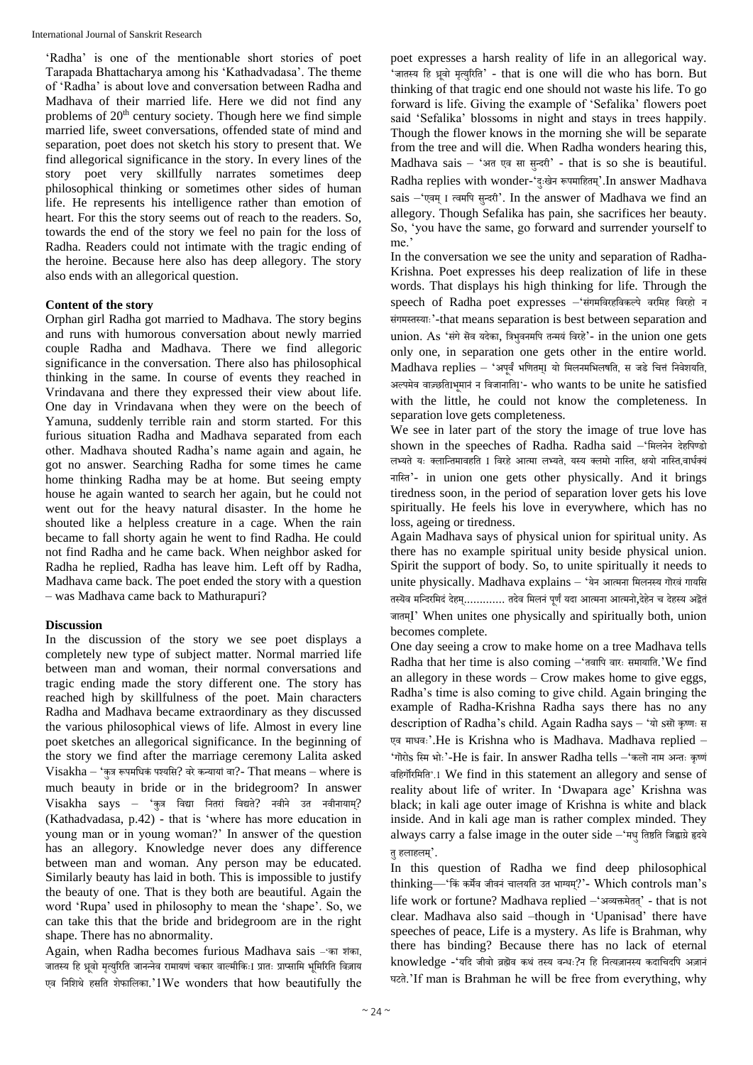'Radha' is one of the mentionable short stories of poet Tarapada Bhattacharya among his 'Kathadvadasa'. The theme of 'Radha' is about love and conversation between Radha and Madhava of their married life. Here we did not find any problems of 20th century society. Though here we find simple married life, sweet conversations, offended state of mind and separation, poet does not sketch his story to present that. We find allegorical significance in the story. In every lines of the story poet very skillfully narrates sometimes deep philosophical thinking or sometimes other sides of human life. He represents his intelligence rather than emotion of heart. For this the story seems out of reach to the readers. So, towards the end of the story we feel no pain for the loss of Radha. Readers could not intimate with the tragic ending of the heroine. Because here also has deep allegory. The story also ends with an allegorical question.

### Content of the story

Orphan girl Radha got married to Madhava. The story begins and runs with humorous conversation about newly married couple Radha and Madhava. There we find allegoric significance in the conversation. There also has philosophical thinking in the same. In course of events they reached in Vrindavana and there they expressed their view about life. One day in Vrindavana when they were on the beech of Yamuna, suddenly terrible rain and storm started. For this furious situation Radha and Madhava separated from each other. Madhava shouted Radha's name again and again, he got no answer. Searching Radha for some times he came home thinking Radha may be at home. But seeing empty house he again wanted to search her again, but he could not went out for the heavy natural disaster. In the home he shouted like a helpless creature in a cage. When the rain became to fall shorty again he went to find Radha. He could not find Radha and he came back. When neighbor asked for Radha he replied, Radha has leave him. Left off by Radha, Madhava came back. The poet ended the story with a question – was Madhava came back to Mathurapuri?

### Discussion

In the discussion of the story we see poet displays a completely new type of subject matter. Normal married life between man and woman, their normal conversations and tragic ending made the story different one. The story has reached high by skillfulness of the poet. Main characters Radha and Madhava became extraordinary as they discussed the various philosophical views of life. Almost in every line poet sketches an allegorical significance. In the beginning of the story we find after the marriage ceremony Lalita asked Visakha – 'कुत्र रूपमधिकं पश्यसि? वरे कन्यायां वा?- That means – where is much beauty in bride or in the bridegroom? In answer Visakha says – 'कुत्र विद्या नितरां विद्यते? नवीने उत नवीनायाम्? (Kathadvadasa, p.42) - that is 'where has more education in young man or in young woman?' In answer of the question has an allegory. Knowledge never does any difference between man and woman. Any person may be educated. Similarly beauty has laid in both. This is impossible to justify the beauty of one. That is they both are beautiful. Again the word 'Rupa' used in philosophy to mean the 'shape'. So, we can take this that the bride and bridegroom are in the right shape. There has no abnormality.

Again, when Radha becomes furious Madhava sais –'का शंका, जातस्य हि ध्रुवो मृत्युरिति जानन्नेव रामायणं चकार वाल्मीकिः। प्रातः प्राप्स्यामि भूमिरिति विज्ञाय एव निशिथे हसति शेफालिका.'1We wonders that how beautifully the poet expresses a harsh reality of life in an allegorical way. 'जातस्य हि ध्रुवो मृत्युरिति' - that is one will die who has born. But thinking of that tragic end one should not waste his life. To go forward is life. Giving the example of 'Sefalika' flowers poet said 'Sefalika' blossoms in night and stays in trees happily. Though the flower knows in the morning she will be separate from the tree and will die. When Radha wonders hearing this, Madhava sais – 'अत एव सा सुन्दरी' - that is so she is beautiful. Radha replies with wonder-'दुःखेन रूपमाहितम्'.In answer Madhava sais –'एवम् । त्वमपि सुन्दरी'. In the answer of Madhava we find an allegory. Though Sefalika has pain, she sacrifices her beauty. So, 'you have the same, go forward and surrender yourself to me.'

In the conversation we see the unity and separation of Radha-Krishna. Poet expresses his deep realization of life in these words. That displays his high thinking for life. Through the speech of Radha poet expresses –'संगमविरहविकल्पे वरमिह विरहो न संगमस्तस्याः'-that means separation is best between separation and union. As 'संगे सैव यदेका, त्रिभुवनमपि तन्मयं विरहे'- in the union one gets only one, in separation one gets other in the entire world. Madhava replies – 'अपूर्वं भणितम्। यो मिलनमभिलषति, स जडे चित्तं निवेशयति, अल्पमेव वाञ्छतिभूमानं न विजानाति'- who wants to be unite he satisfied with the little, he could not know the completeness. In separation love gets completeness.

We see in later part of the story the image of true love has shown in the speeches of Radha. Radha said –'मिलनेन देहपिण्डो लभ्यते यः क्लान्तिमावहति । विरहे आत्मा लभ्यते, यस्य क्लमो नास्ति, क्षयो नास्ति,वार्धक्यं नास्ति'- in union one gets other physically. And it brings tiredness soon, in the period of separation lover gets his love spiritually. He feels his love in everywhere, which has no loss, ageing or tiredness.

Again Madhava says of physical union for spiritual unity. As there has no example spiritual unity beside physical union. Spirit the support of body. So, to unite spiritually it needs to unite physically. Madhava explains – 'येन आत्मना मिलनस्य गौरवं गायसि तस्यैव मन्दिरमिदं देहम्............. तदेव मिलनं पूर्णं यदा आत्मना आत्मनो,देहेन च देहस्य अद्वैतं जातम्।' When unites one physically and spiritually both, union becomes complete.

One day seeing a crow to make home on a tree Madhava tells Radha that her time is also coming –'तवापि वारः समायाति.'We find an allegory in these words – Crow makes home to give eggs, Radha's time is also coming to give child. Again bringing the example of Radha-Krishna Radha says there has no any description of Radha's child. Again Radha says – 'यो ऽसौ कृष्णः स एव माधवः'.He is Krishna who is Madhava. Madhava replied – 'गौरोऽस्मि भोः'-He is fair. In answer Radha tells –'कलौ नाम अन्तः कृष्णं वहिर्गौरमिति'.1 We find in this statement an allegory and sense of reality about life of writer. In 'Dwapara age' Krishna was black; in kali age outer image of Krishna is white and black inside. And in kali age man is rather complex minded. They always carry a false image in the outer side –'मधु तिष्ठति जिह्वाग्रे हृदये तु हलाहलम्'.

In this question of Radha we find deep philosophical thinking—'किं कर्मैव जीवनं चालयति उत भाग्यम्?'- Which controls man's life work or fortune? Madhava replied –'अव्यक्तमेतत्' - that is not clear. Madhava also said –though in 'Upanisad' there have speeches of peace, Life is a mystery. As life is Brahman, why there has binding? Because there has no lack of eternal knowledge -'यदि जीवो ब्रह्मैव कथं तस्य बन्धः?न हि नित्यज्ञानस्य कदाचिदपि अज्ञानं घटते.'If man is Brahman he will be free from everything, why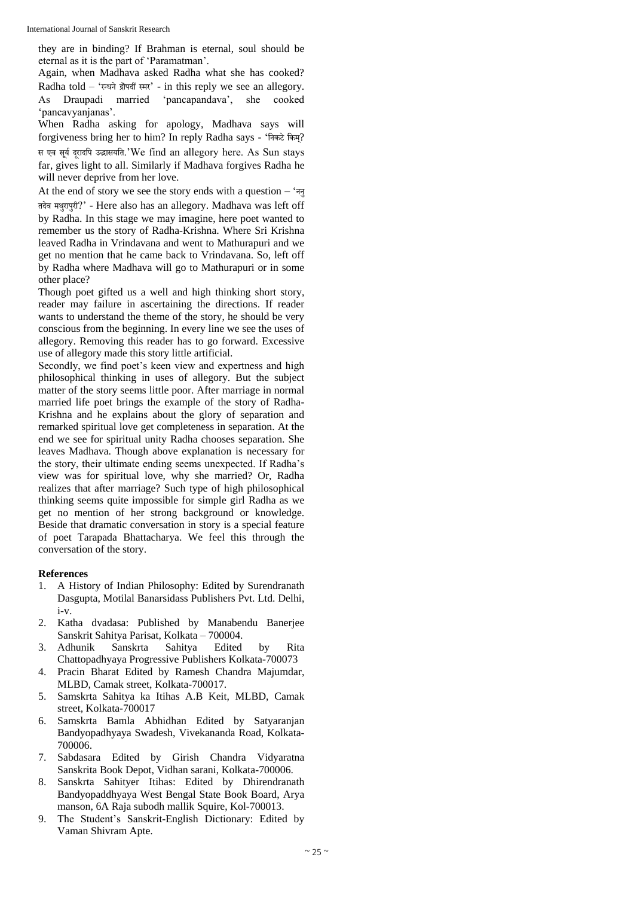they are in binding? If Brahman is eternal, soul should be eternal as it is the part of 'Paramatman'.

Again, when Madhava asked Radha what she has cooked? Radha told – 'रन्धने द्रौपदीं स्मर' - in this reply we see an allegory. As Draupadi married 'pancapandava', she cooked 'pancavyanjanas'.

When Radha asking for apology, Madhava says will forgiveness bring her to him? In reply Radha says - 'निकटे किम्? स एव सूर्य दूरादपि उद्भासयति.'We find an allegory here. As Sun stays far, gives light to all. Similarly if Madhava forgives Radha he will never deprive from her love.

At the end of story we see the story ends with a question – 'ननु तदेव मथुरापुरी?' - Here also has an allegory. Madhava was left off by Radha. In this stage we may imagine, here poet wanted to remember us the story of Radha-Krishna. Where Sri Krishna leaved Radha in Vrindavana and went to Mathurapuri and we get no mention that he came back to Vrindavana. So, left off by Radha where Madhava will go to Mathurapuri or in some other place?

Though poet gifted us a well and high thinking short story, reader may failure in ascertaining the directions. If reader wants to understand the theme of the story, he should be very conscious from the beginning. In every line we see the uses of allegory. Removing this reader has to go forward. Excessive use of allegory made this story little artificial.

Secondly, we find poet's keen view and expertness and high philosophical thinking in uses of allegory. But the subject matter of the story seems little poor. After marriage in normal married life poet brings the example of the story of Radha-Krishna and he explains about the glory of separation and remarked spiritual love get completeness in separation. At the end we see for spiritual unity Radha chooses separation. She leaves Madhava. Though above explanation is necessary for the story, their ultimate ending seems unexpected. If Radha's view was for spiritual love, why she married? Or, Radha realizes that after marriage? Such type of high philosophical thinking seems quite impossible for simple girl Radha as we get no mention of her strong background or knowledge. Beside that dramatic conversation in story is a special feature of poet Tarapada Bhattacharya. We feel this through the conversation of the story.

**References**

1. A History of Indian Philosophy: Edited by Surendranath Dasgupta, Motilal Banarsidass Publishers Pvt. Ltd. Delhi, i-v.
2. Katha dvadasa: Published by Manabendu Banerjee Sanskrit Sahitya Parisat, Kolkata – 700004.
3. Adhunik Sanskrta Sahitya Edited by Rita Chattopadhyaya Progressive Publishers Kolkata-700073
4. Pracin Bharat Edited by Ramesh Chandra Majumdar, MLBD, Camak street, Kolkata-700017.
5. Samskrta Sahitya ka Itihas A.B Keit, MLBD, Camak street, Kolkata-700017
6. Samskrta Bamla Abhidhan Edited by Satyaranjan Bandyopadhyaya Swadesh, Vivekananda Road, Kolkata-700006.
7. Sabdasara Edited by Girish Chandra Vidyaratna Sanskrita Book Depot, Vidhan sarani, Kolkata-700006.
8. Sanskrta Sahityer Itihas: Edited by Dhirendranath Bandyopaddhyaya West Bengal State Book Board, Arya manson, 6A Raja subodh mallik Squire, Kol-700013.
9. The Student's Sanskrit-English Dictionary: Edited by Vaman Shivram Apte.